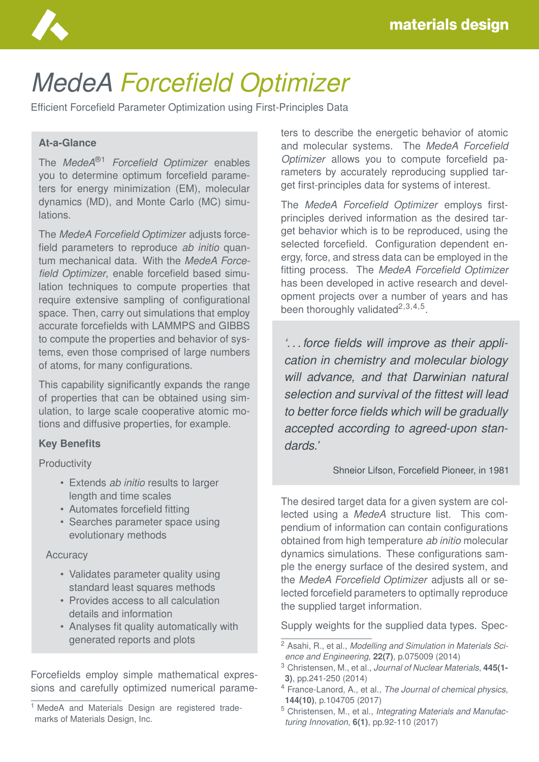# *MedeA Forcefield Optimizer*

Efficient Forcefield Parameter Optimization using First-Principles Data

### At-a-Glance

The *MedeA*®[1] *Forcefield Optimizer* enables you to determine optimum forcefield parameters for energy minimization (EM), molecular dynamics (MD), and Monte Carlo (MC) simulations.

The *MedeA Forcefield Optimizer* adjusts forcefield parameters to reproduce *ab initio* quantum mechanical data. With the *MedeA Forcefield Optimizer*, enable forcefield based simulation techniques to compute properties that require extensive sampling of configurational space. Then, carry out simulations that employ accurate forcefields with LAMMPS and GIBBS to compute the properties and behavior of systems, even those comprised of large numbers of atoms, for many configurations.

This capability significantly expands the range of properties that can be obtained using simulation, to large scale cooperative atomic motions and diffusive properties, for example.

### Key Benefits

Productivity

- Extends *ab initio* results to larger length and time scales
- Automates forcefield fitting
- Searches parameter space using evolutionary methods

Accuracy

- Validates parameter quality using standard least squares methods
- Provides access to all calculation details and information
- Analyses fit quality automatically with generated reports and plots

Forcefields employ simple mathematical expressions and carefully optimized numerical parameters to describe the energetic behavior of atomic and molecular systems. The *MedeA Forcefield Optimizer* allows you to compute forcefield parameters by accurately reproducing supplied target first-principles data for systems of interest.

The *MedeA Forcefield Optimizer* employs first-principles derived information as the desired target behavior which is to be reproduced, using the selected forcefield. Configuration dependent energy, force, and stress data can be employed in the fitting process. The *MedeA Forcefield Optimizer* has been developed in active research and development projects over a number of years and has been thoroughly validated[2,3,4,5].

> *'... force fields will improve as their application in chemistry and molecular biology will advance, and that Darwinian natural selection and survival of the fittest will lead to better force fields which will be gradually accepted according to agreed-upon standards.'*
>
> Shneior Lifson, Forcefield Pioneer, in 1981

The desired target data for a given system are collected using a *MedeA* structure list. This compendium of information can contain configurations obtained from high temperature *ab initio* molecular dynamics simulations. These configurations sample the energy surface of the desired system, and the *MedeA Forcefield Optimizer* adjusts all or selected forcefield parameters to optimally reproduce the supplied target information.

Supply weights for the supplied data types. Spec-

---

[1] MedeA and Materials Design are registered trademarks of Materials Design, Inc.

[2] Asahi, R., et al., *Modelling and Simulation in Materials Science and Engineering*, **22(7)**, p.075009 (2014)

[3] Christensen, M., et al., *Journal of Nuclear Materials*, **445(1-3)**, pp.241-250 (2014)

[4] France-Lanord, A., et al., *The Journal of chemical physics*, **144(10)**, p.104705 (2017)

[5] Christensen, M., et al., *Integrating Materials and Manufacturing Innovation*, **6(1)**, pp.92-110 (2017)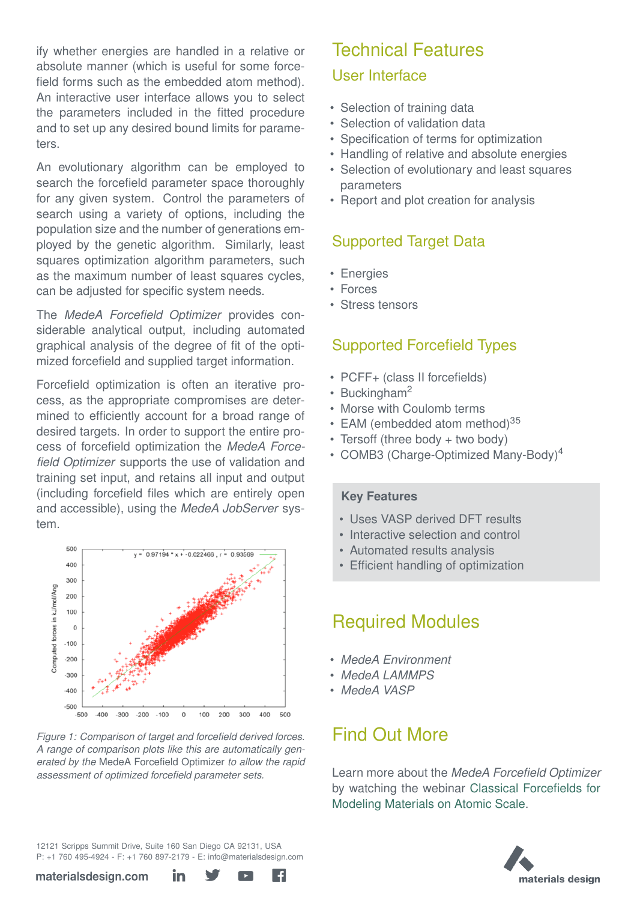ify whether energies are handled in a relative or absolute manner (which is useful for some forcefield forms such as the embedded atom method). An interactive user interface allows you to select the parameters included in the fitted procedure and to set up any desired bound limits for parameters.

An evolutionary algorithm can be employed to search the forcefield parameter space thoroughly for any given system. Control the parameters of search using a variety of options, including the population size and the number of generations employed by the genetic algorithm. Similarly, least squares optimization algorithm parameters, such as the maximum number of least squares cycles, can be adjusted for specific system needs.

The *MedeA Forcefield Optimizer* provides considerable analytical output, including automated graphical analysis of the degree of fit of the optimized forcefield and supplied target information.

Forcefield optimization is often an iterative process, as the appropriate compromises are determined to efficiently account for a broad range of desired targets. In order to support the entire process of forcefield optimization the *MedeA Forcefield Optimizer* supports the use of validation and training set input, and retains all input and output (including forcefield files which are entirely open and accessible), using the *MedeA JobServer* system.

y = 0.97194 * x + -0.022466 , r = 0.93569

Computed forces in kJ/mol/Ang

500
400
300
200
100
0
-100
-200
-300
-400
-500

-500 -400 -300 -200 -100 0 100 200 300 400 500

*Figure 1: Comparison of target and forcefield derived forces. A range of comparison plots like this are automatically generated by the* MedeA Forcefield Optimizer *to allow the rapid assessment of optimized forcefield parameter sets.*

# Technical Features

## User Interface

- Selection of training data
- Selection of validation data
- Specification of terms for optimization
- Handling of relative and absolute energies
- Selection of evolutionary and least squares parameters
- Report and plot creation for analysis

## Supported Target Data

- Energies
- Forces
- Stress tensors

## Supported Forcefield Types

- PCFF+ (class II forcefields)
- Buckingham[2]
- Morse with Coulomb terms
- EAM (embedded atom method)[35]
- Tersoff (three body + two body)
- COMB3 (Charge-Optimized Many-Body)[4]

**Key Features**

- Uses VASP derived DFT results
- Interactive selection and control
- Automated results analysis
- Efficient handling of optimization

# Required Modules

- *MedeA Environment*
- *MedeA LAMMPS*
- *MedeA VASP*

# Find Out More

Learn more about the *MedeA Forcefield Optimizer* by watching the webinar Classical Forcefields for Modeling Materials on Atomic Scale.

12121 Scripps Summit Drive, Suite 160 San Diego CA 92131, USA
P: +1 760 495-4924 - F: +1 760 897-2179 - E: info@materialsdesign.com

materialsdesign.com

materials design